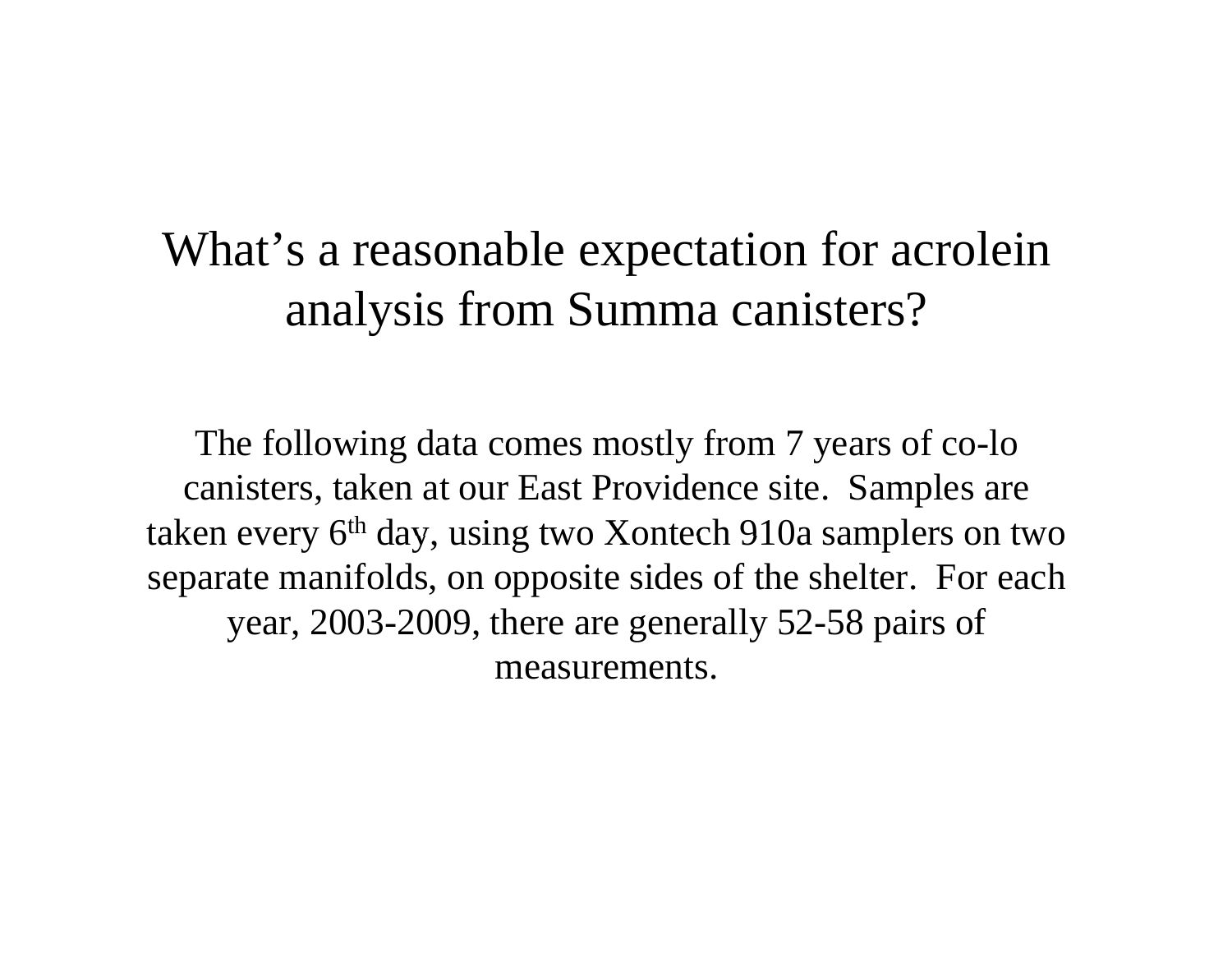# What's a reasonable expectation for acrolein analysis from Summa canisters?

The following data comes mostly from 7 years of co-lo canisters, taken at our East Providence site. Samples are taken every 6th day, using two Xontech 910a samplers on two separate manifolds, on opposite sides of the shelter. For each year, 2003-2009, there are generally 52-58 pairs of measurements.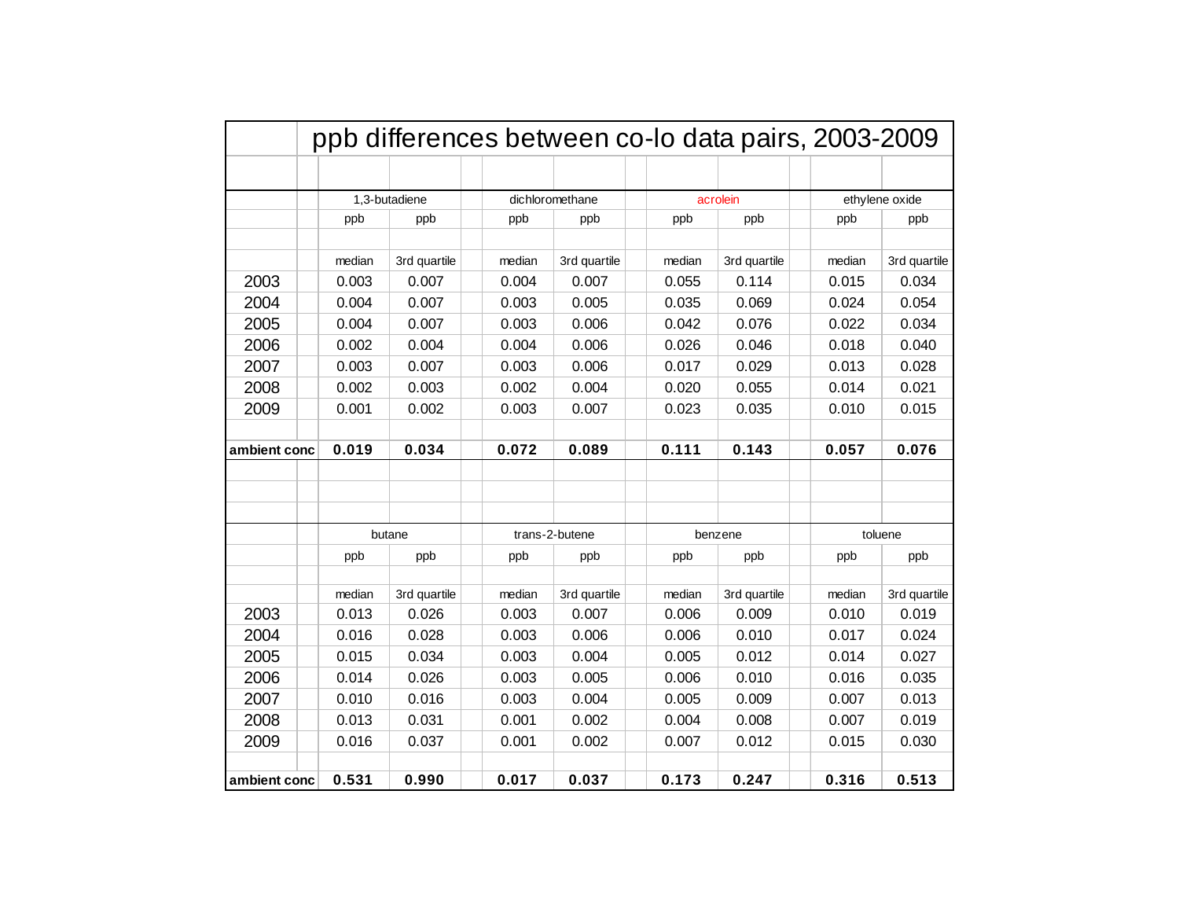# ppb differences between co-lo data pairs, 2003-2009

| | 1,3-butadiene | | dichloromethane | | acrolein | | ethylene oxide | |
|---|---|---|---|---|---|---|---|---|
| | ppb | ppb | ppb | ppb | ppb | ppb | ppb | ppb |
| | median | 3rd quartile | median | 3rd quartile | median | 3rd quartile | median | 3rd quartile |
| 2003 | 0.003 | 0.007 | 0.004 | 0.007 | 0.055 | 0.114 | 0.015 | 0.034 |
| 2004 | 0.004 | 0.007 | 0.003 | 0.005 | 0.035 | 0.069 | 0.024 | 0.054 |
| 2005 | 0.004 | 0.007 | 0.003 | 0.006 | 0.042 | 0.076 | 0.022 | 0.034 |
| 2006 | 0.002 | 0.004 | 0.004 | 0.006 | 0.026 | 0.046 | 0.018 | 0.040 |
| 2007 | 0.003 | 0.007 | 0.003 | 0.006 | 0.017 | 0.029 | 0.013 | 0.028 |
| 2008 | 0.002 | 0.003 | 0.002 | 0.004 | 0.020 | 0.055 | 0.014 | 0.021 |
| 2009 | 0.001 | 0.002 | 0.003 | 0.007 | 0.023 | 0.035 | 0.010 | 0.015 |
| **ambient conc** | **0.019** | **0.034** | **0.072** | **0.089** | **0.111** | **0.143** | **0.057** | **0.076** |

| | butane | | trans-2-butene | | benzene | | toluene | |
|---|---|---|---|---|---|---|---|---|
| | ppb | ppb | ppb | ppb | ppb | ppb | ppb | ppb |
| | median | 3rd quartile | median | 3rd quartile | median | 3rd quartile | median | 3rd quartile |
| 2003 | 0.013 | 0.026 | 0.003 | 0.007 | 0.006 | 0.009 | 0.010 | 0.019 |
| 2004 | 0.016 | 0.028 | 0.003 | 0.006 | 0.006 | 0.010 | 0.017 | 0.024 |
| 2005 | 0.015 | 0.034 | 0.003 | 0.004 | 0.005 | 0.012 | 0.014 | 0.027 |
| 2006 | 0.014 | 0.026 | 0.003 | 0.005 | 0.006 | 0.010 | 0.016 | 0.035 |
| 2007 | 0.010 | 0.016 | 0.003 | 0.004 | 0.005 | 0.009 | 0.007 | 0.013 |
| 2008 | 0.013 | 0.031 | 0.001 | 0.002 | 0.004 | 0.008 | 0.007 | 0.019 |
| 2009 | 0.016 | 0.037 | 0.001 | 0.002 | 0.007 | 0.012 | 0.015 | 0.030 |
| **ambient conc** | **0.531** | **0.990** | **0.017** | **0.037** | **0.173** | **0.247** | **0.316** | **0.513** |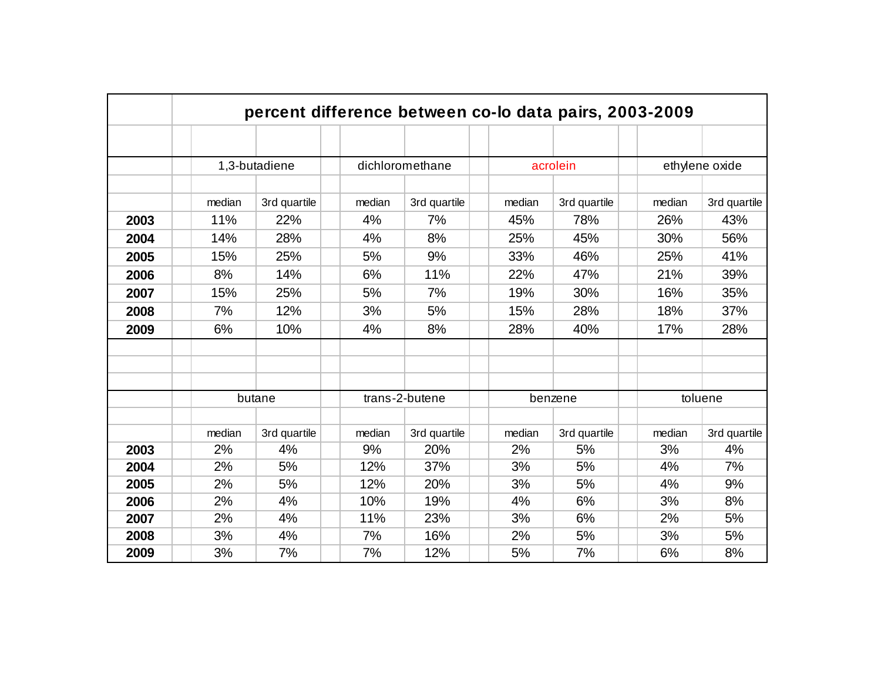## percent difference between co-lo data pairs, 2003-2009

| | 1,3-butadiene | | dichloromethane | | acrolein | | ethylene oxide | |
|---|---|---|---|---|---|---|---|---|
| | median | 3rd quartile | median | 3rd quartile | median | 3rd quartile | median | 3rd quartile |
| **2003** | 11% | 22% | 4% | 7% | 45% | 78% | 26% | 43% |
| **2004** | 14% | 28% | 4% | 8% | 25% | 45% | 30% | 56% |
| **2005** | 15% | 25% | 5% | 9% | 33% | 46% | 25% | 41% |
| **2006** | 8% | 14% | 6% | 11% | 22% | 47% | 21% | 39% |
| **2007** | 15% | 25% | 5% | 7% | 19% | 30% | 16% | 35% |
| **2008** | 7% | 12% | 3% | 5% | 15% | 28% | 18% | 37% |
| **2009** | 6% | 10% | 4% | 8% | 28% | 40% | 17% | 28% |

| | butane | | trans-2-butene | | benzene | | toluene | |
|---|---|---|---|---|---|---|---|---|
| | median | 3rd quartile | median | 3rd quartile | median | 3rd quartile | median | 3rd quartile |
| **2003** | 2% | 4% | 9% | 20% | 2% | 5% | 3% | 4% |
| **2004** | 2% | 5% | 12% | 37% | 3% | 5% | 4% | 7% |
| **2005** | 2% | 5% | 12% | 20% | 3% | 5% | 4% | 9% |
| **2006** | 2% | 4% | 10% | 19% | 4% | 6% | 3% | 8% |
| **2007** | 2% | 4% | 11% | 23% | 3% | 6% | 2% | 5% |
| **2008** | 3% | 4% | 7% | 16% | 2% | 5% | 3% | 5% |
| **2009** | 3% | 7% | 7% | 12% | 5% | 7% | 6% | 8% |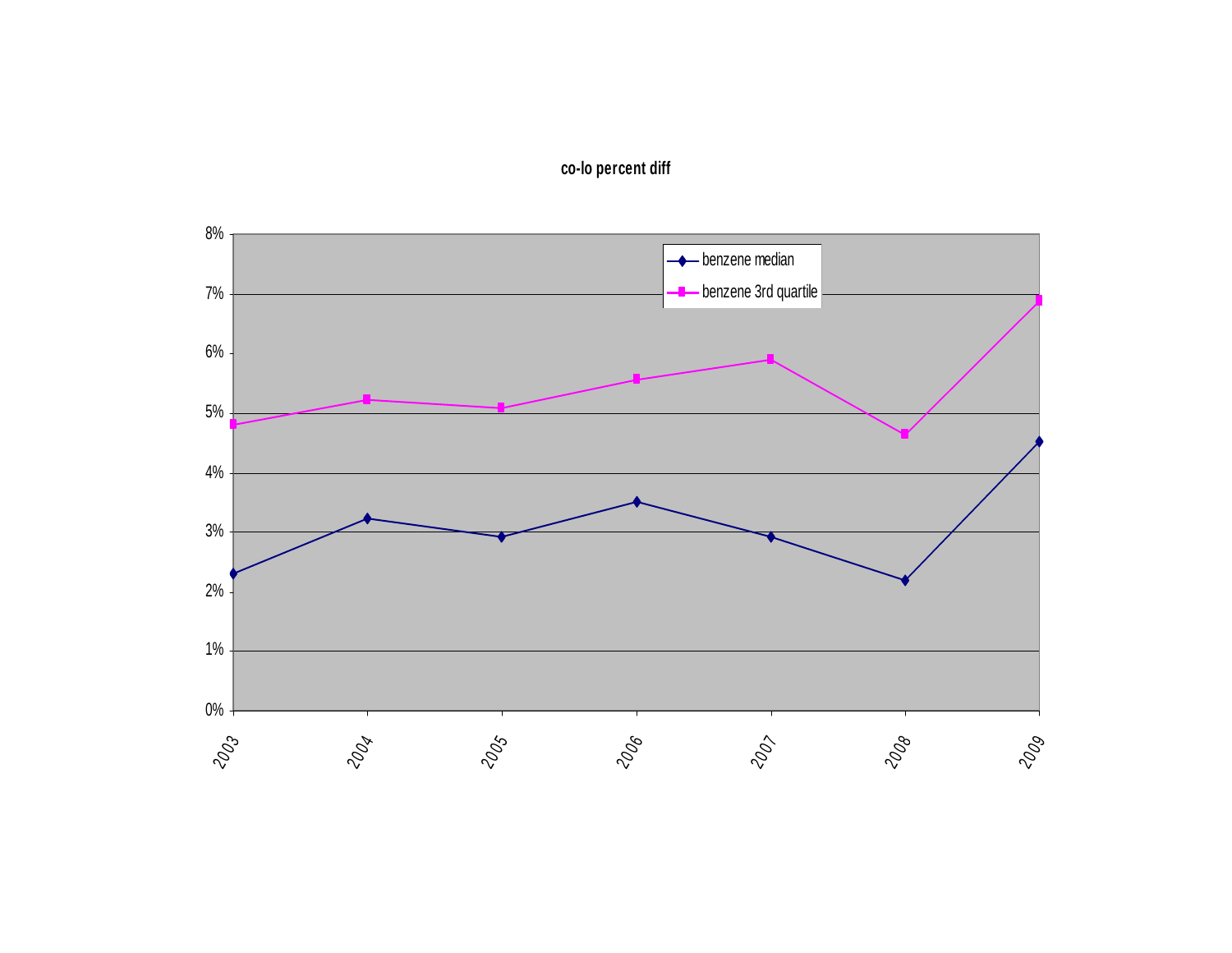**co-lo percent diff**

| Year | benzene median | benzene 3rd quartile |
|---|---|---|
| 2003 | 2.3% | 4.8% |
| 2004 | 3.2% | 5.2% |
| 2005 | 2.9% | 5.1% |
| 2006 | 3.5% | 5.6% |
| 2007 | 2.9% | 5.9% |
| 2008 | 2.2% | 4.6% |
| 2009 | 4.5% | 6.9% |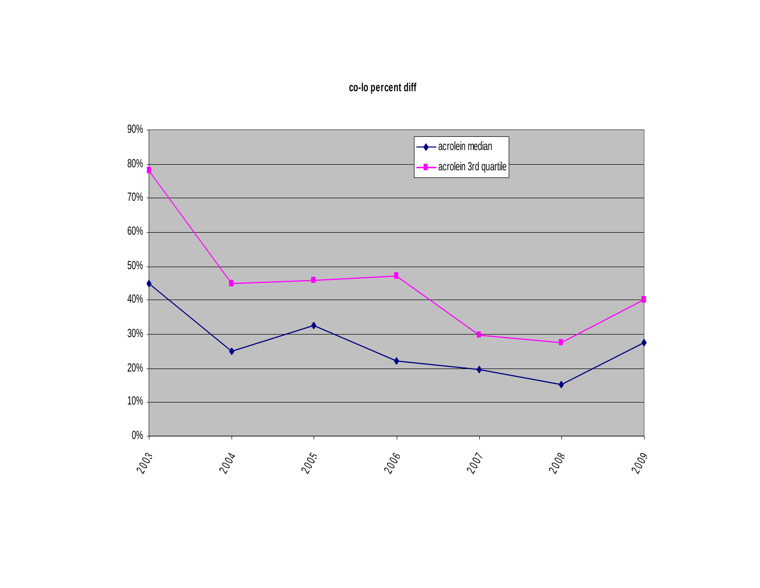**co-lo percent diff**

| Year | acrolein median | acrolein 3rd quartile |
|---|---|---|
| 2003 | 45% | 78% |
| 2004 | 25% | 45% |
| 2005 | 32.5% | 46% |
| 2006 | 22% | 47% |
| 2007 | 19.5% | 30% |
| 2008 | 15% | 27.5% |
| 2009 | 27.5% | 40% |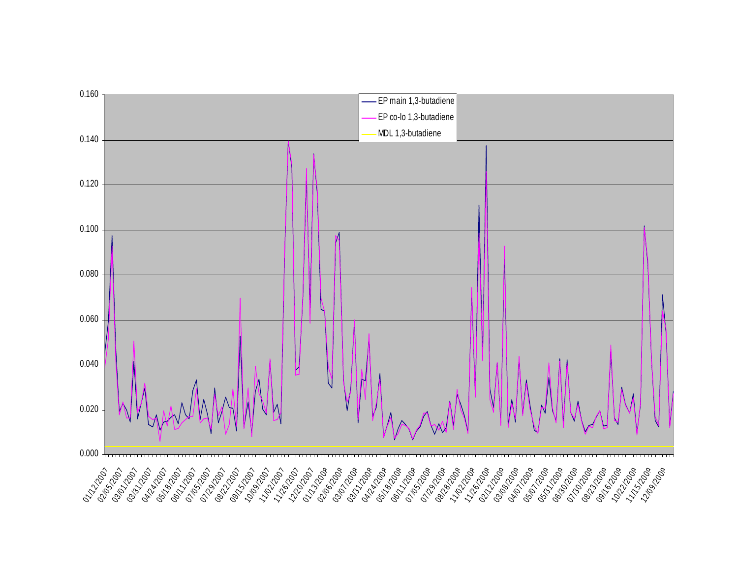| | |
|---|---|
| 0.160 | |
| 0.140 | |
| 0.120 | |
| 0.100 | |
| 0.080 | |
| 0.060 | |
| 0.040 | |
| 0.020 | |
| 0.000 | |

EP main 1,3-butadiene

EP co-lo 1,3-butadiene

MDL 1,3-butadiene

01/12/2007, 02/05/2007, 03/01/2007, 03/31/2007, 04/24/2007, 05/18/2007, 06/11/2007, 07/05/2007, 07/29/2007, 08/22/2007, 09/15/2007, 10/09/2007, 11/02/2007, 11/26/2007, 12/20/2007, 01/13/2008, 02/06/2008, 03/07/2008, 03/31/2008, 04/24/2008, 05/18/2008, 06/11/2008, 07/05/2008, 07/29/2008, 08/28/2008, 11/02/2008, 11/26/2008, 02/12/2009, 03/08/2009, 04/07/2009, 05/07/2009, 05/31/2009, 06/30/2009, 07/30/2009, 08/23/2009, 09/16/2009, 10/22/2009, 11/15/2009, 12/09/2009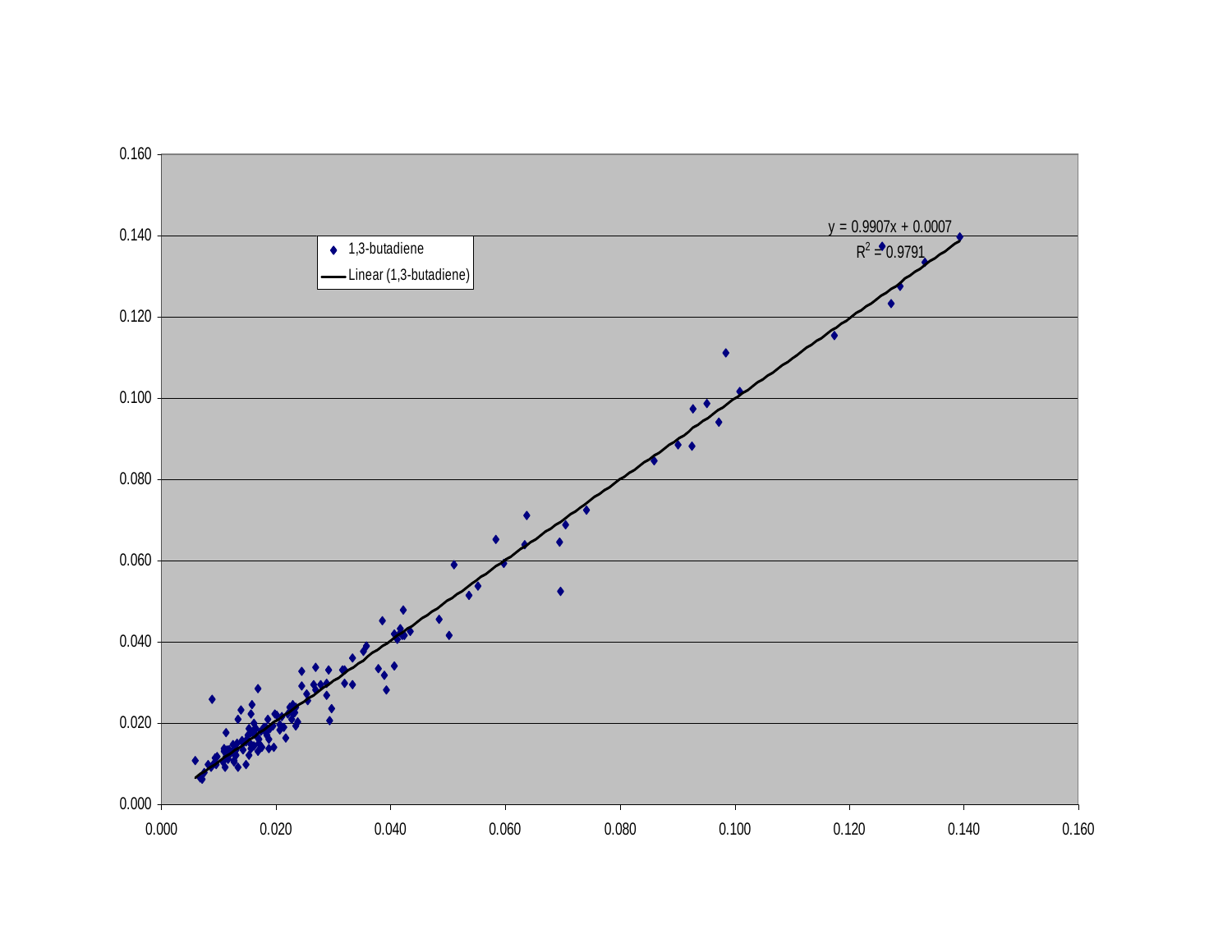| | |
|---|---|
| ◆ | 1,3-butadiene |
| — | Linear (1,3-butadiene) |

$y = 0.9907x + 0.0007$

$R^2 = 0.9791$

Y-axis: 0.000, 0.020, 0.040, 0.060, 0.080, 0.100, 0.120, 0.140, 0.160

X-axis: 0.000, 0.020, 0.040, 0.060, 0.080, 0.100, 0.120, 0.140, 0.160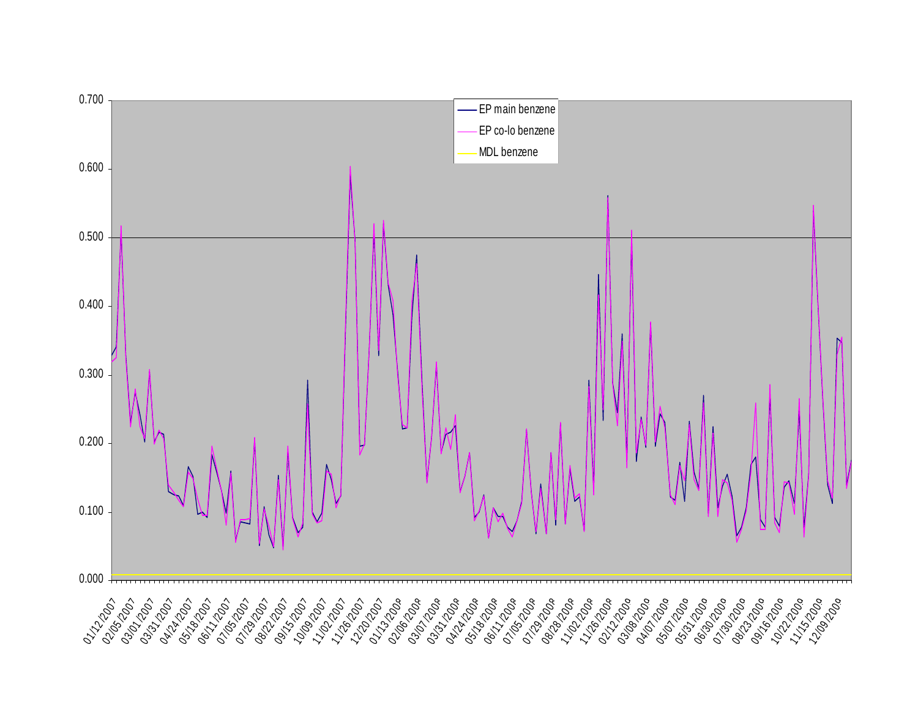EP main benzene

EP co-lo benzene

MDL benzene

0.700
0.600
0.500
0.400
0.300
0.200
0.100
0.000

01/12/2007 02/05/2007 03/01/2007 03/31/2007 04/24/2007 05/18/2007 06/11/2007 07/05/2007 07/29/2007 08/22/2007 09/15/2007 10/09/2007 11/02/2007 11/26/2007 12/20/2007 01/13/2008 02/06/2008 03/07/2008 03/31/2008 04/24/2008 05/18/2008 06/11/2008 07/05/2008 07/29/2008 08/28/2008 11/02/2008 11/26/2008 02/12/2009 03/08/2009 04/07/2009 05/07/2009 05/31/2009 06/30/2009 07/30/2009 08/23/2009 09/16/2009 10/22/2009 11/15/2009 12/09/2009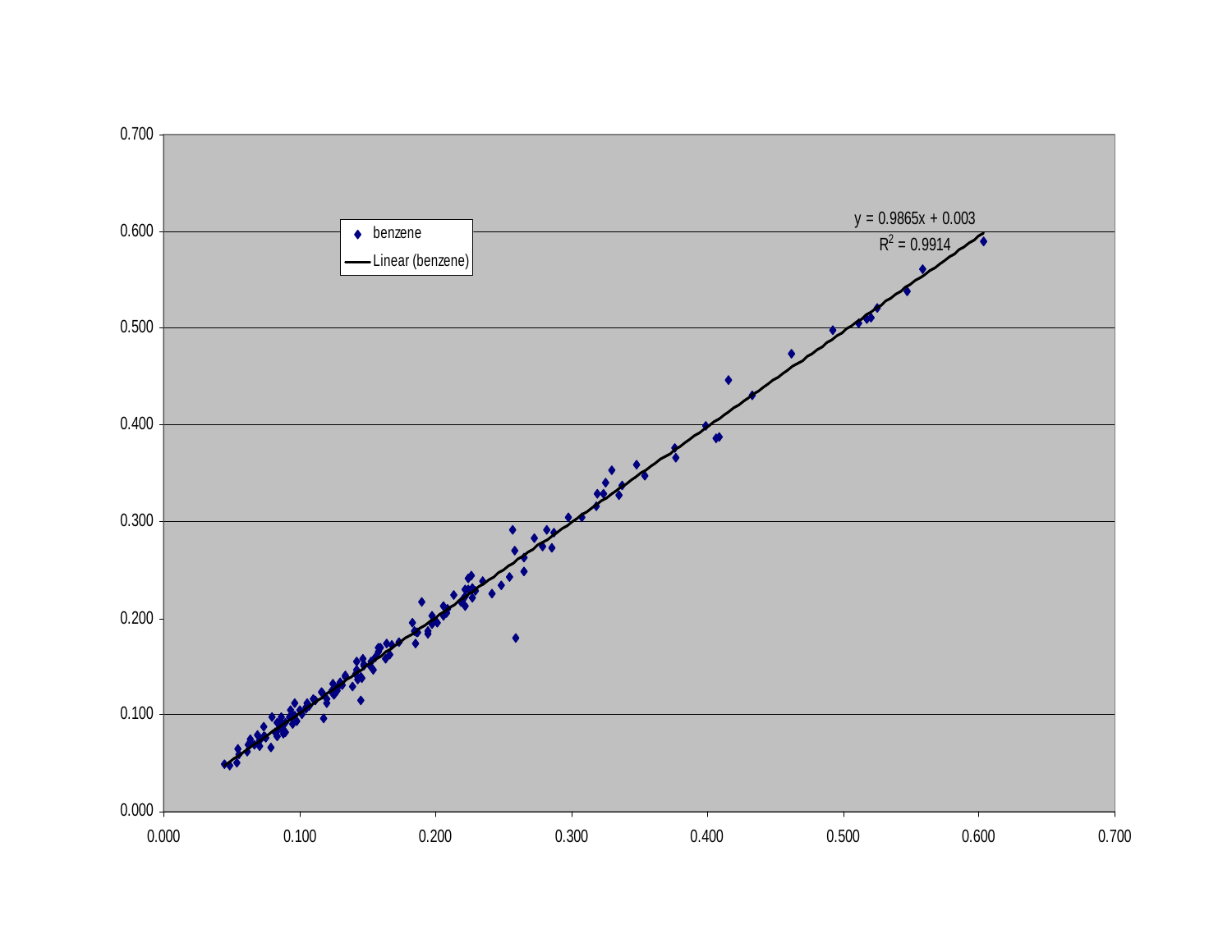benzene

Linear (benzene)

$y = 0.9865x + 0.003$

$R^2 = 0.9914$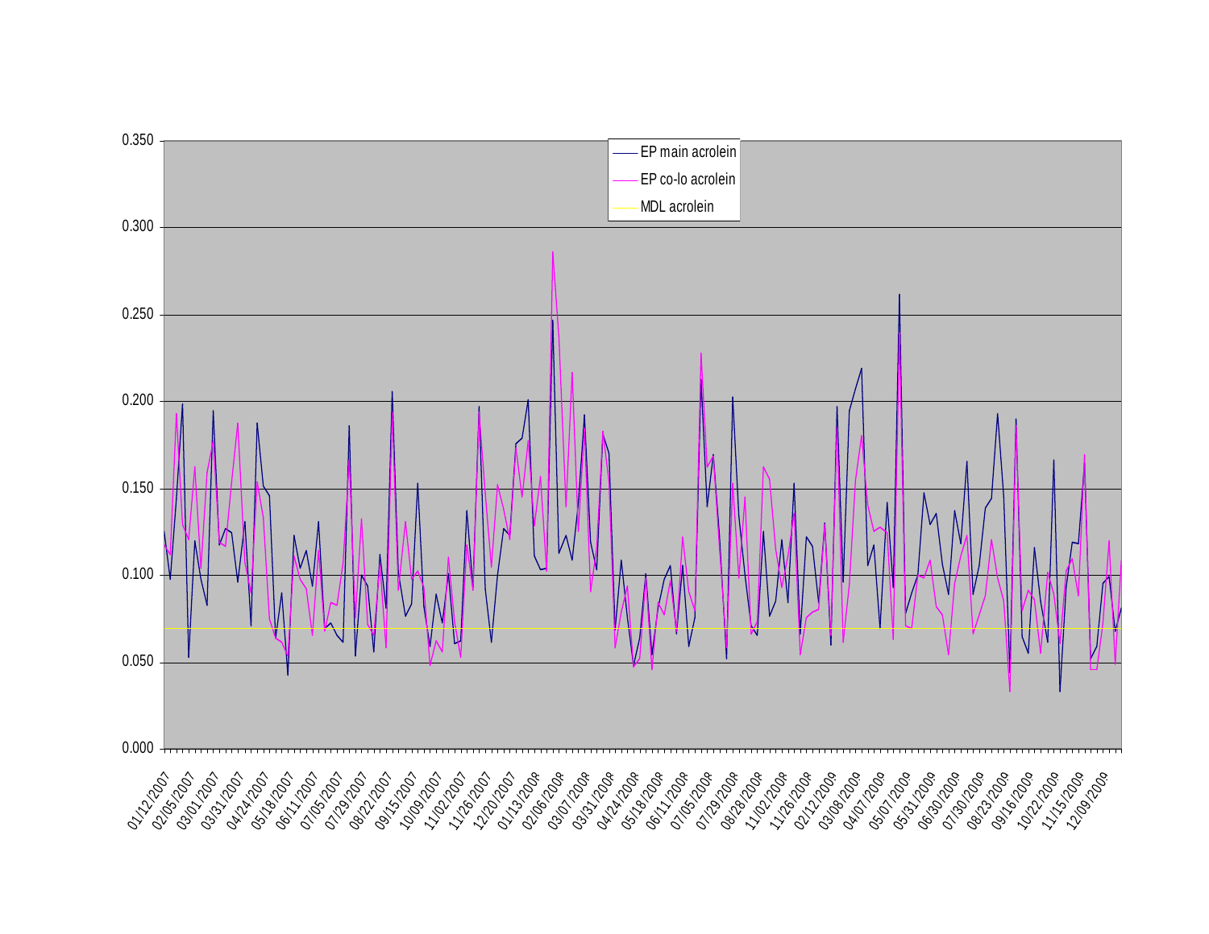| | |
|---|---|
| 0.350 | |
| 0.300 | |
| 0.250 | |
| 0.200 | |
| 0.150 | |
| 0.100 | |
| 0.050 | |
| 0.000 | |

EP main acrolein

EP co-lo acrolein

MDL acrolein

01/12/2007 02/05/2007 03/01/2007 03/31/2007 04/24/2007 05/18/2007 06/11/2007 07/05/2007 07/29/2007 08/22/2007 09/15/2007 10/09/2007 11/02/2007 11/26/2007 12/20/2007 01/13/2008 02/06/2008 03/07/2008 03/31/2008 04/24/2008 05/18/2008 06/11/2008 07/05/2008 07/29/2008 08/28/2008 11/02/2008 11/26/2008 02/12/2009 03/08/2009 04/07/2009 05/07/2009 05/31/2009 06/30/2009 07/30/2009 08/23/2009 09/16/2009 10/22/2009 11/15/2009 12/09/2009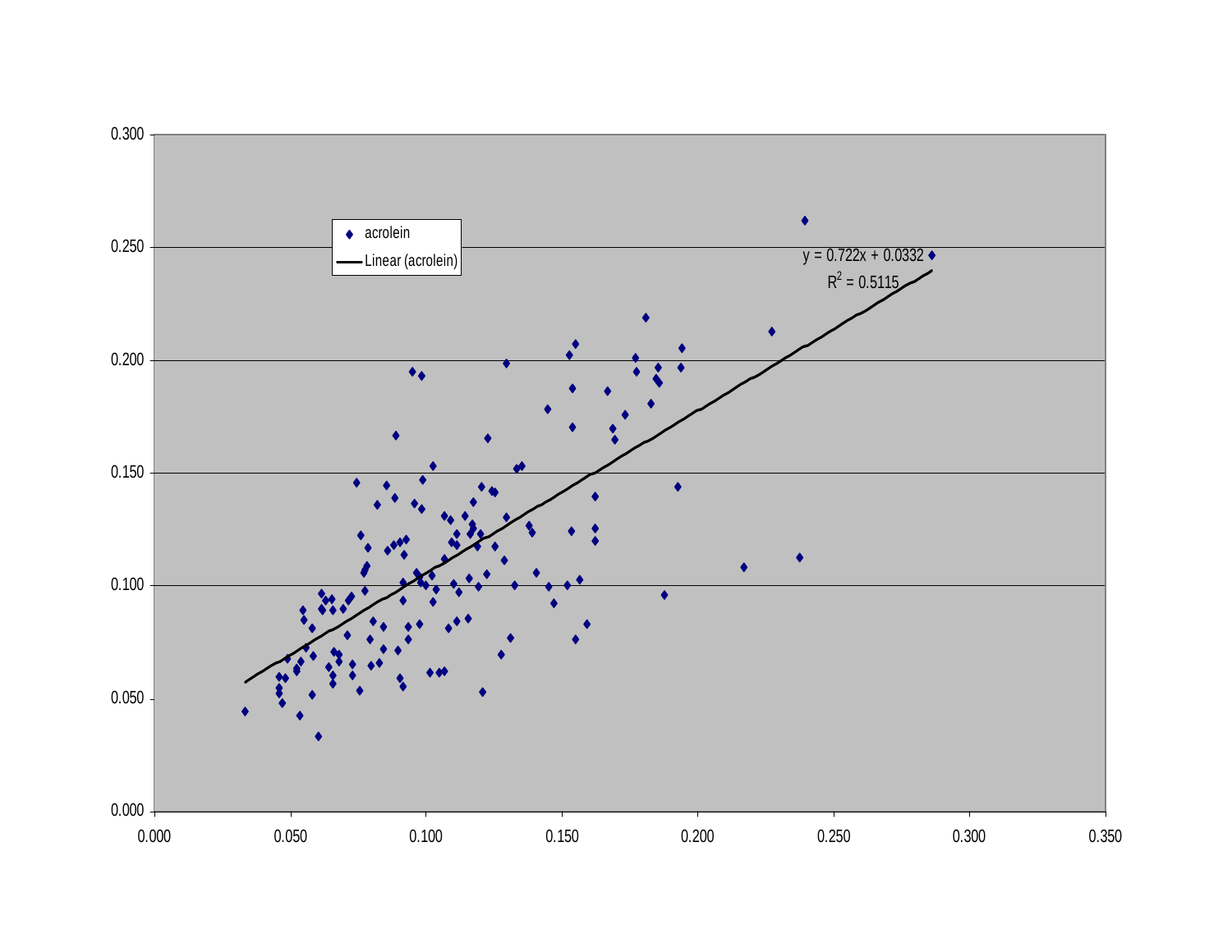acrolein

Linear (acrolein)

$y = 0.722x + 0.0332$

$R^2 = 0.5115$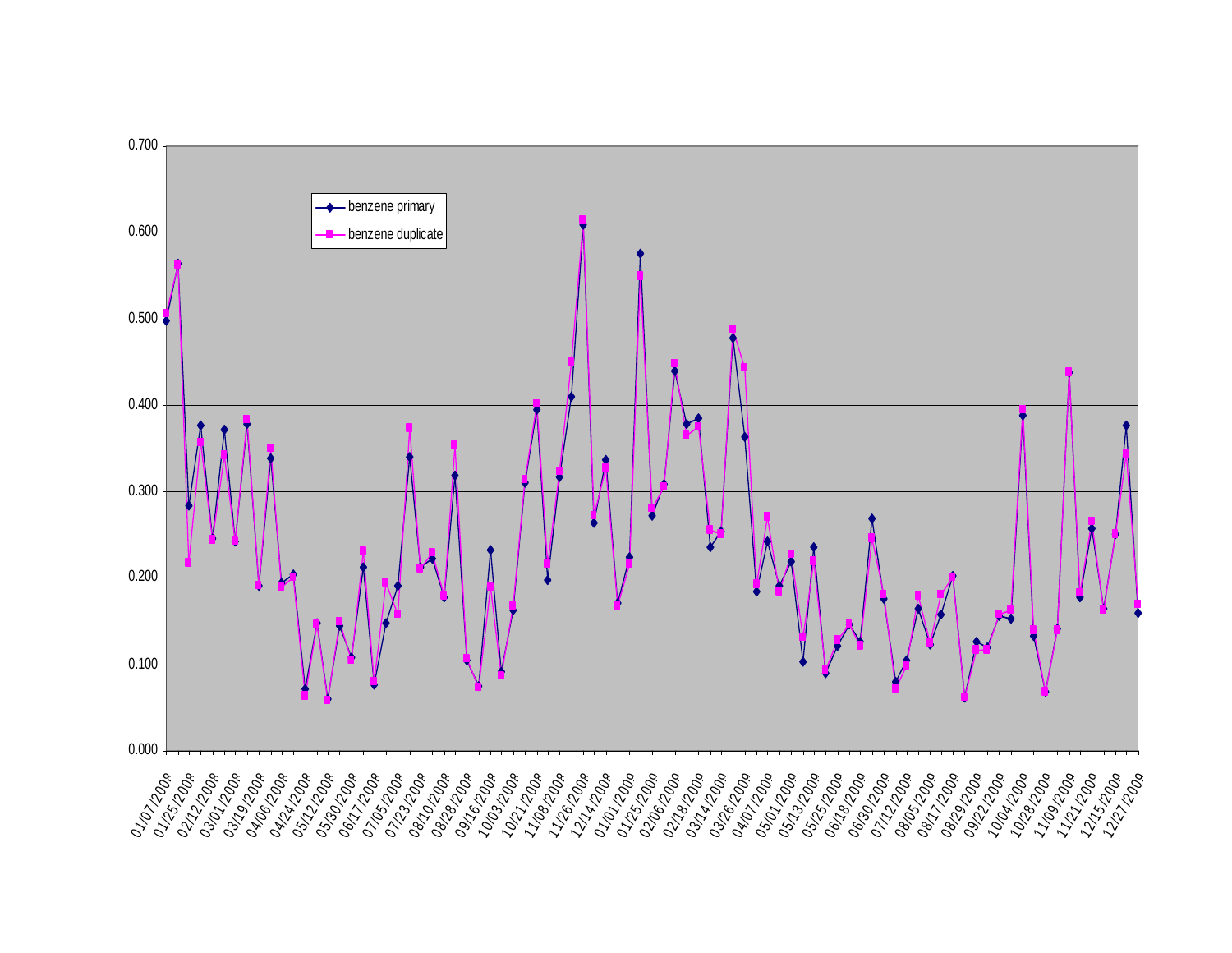benzene primary

benzene duplicate

0.700
0.600
0.500
0.400
0.300
0.200
0.100
0.000

01/07/2008 01/25/2008 02/12/2008 03/01/2008 03/19/2008 04/06/2008 04/24/2008 05/12/2008 05/30/2008 06/17/2008 07/05/2008 07/23/2008 08/10/2008 08/28/2008 09/16/2008 10/03/2008 10/21/2008 11/08/2008 11/26/2008 12/14/2008 01/01/2009 01/25/2009 02/06/2009 02/18/2009 03/14/2009 03/26/2009 04/07/2009 05/01/2009 05/13/2009 05/25/2009 06/18/2009 06/30/2009 07/12/2009 08/05/2009 08/17/2009 08/29/2009 09/22/2009 10/04/2009 10/28/2009 11/09/2009 11/21/2009 12/15/2009 12/27/2009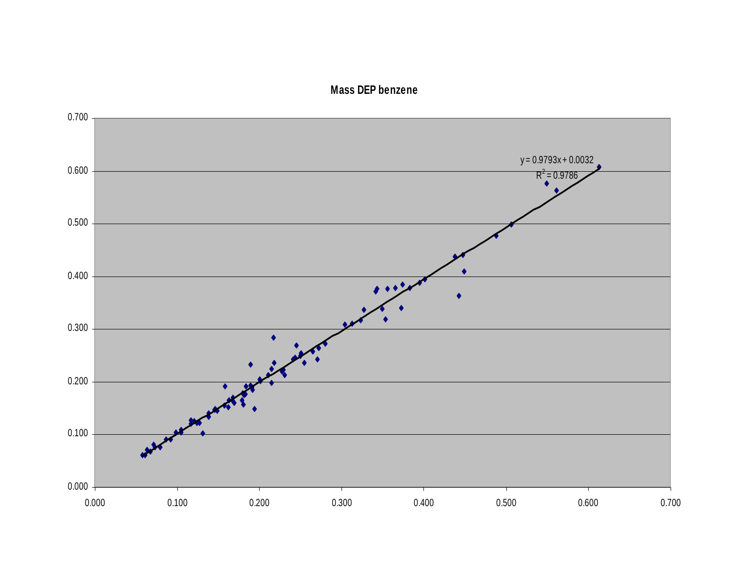**Mass DEP benzene**

$y = 0.9793x + 0.0032$

$R^2 = 0.9786$

0.700
0.600
0.500
0.400
0.300
0.200
0.100
0.000

0.000 0.100 0.200 0.300 0.400 0.500 0.600 0.700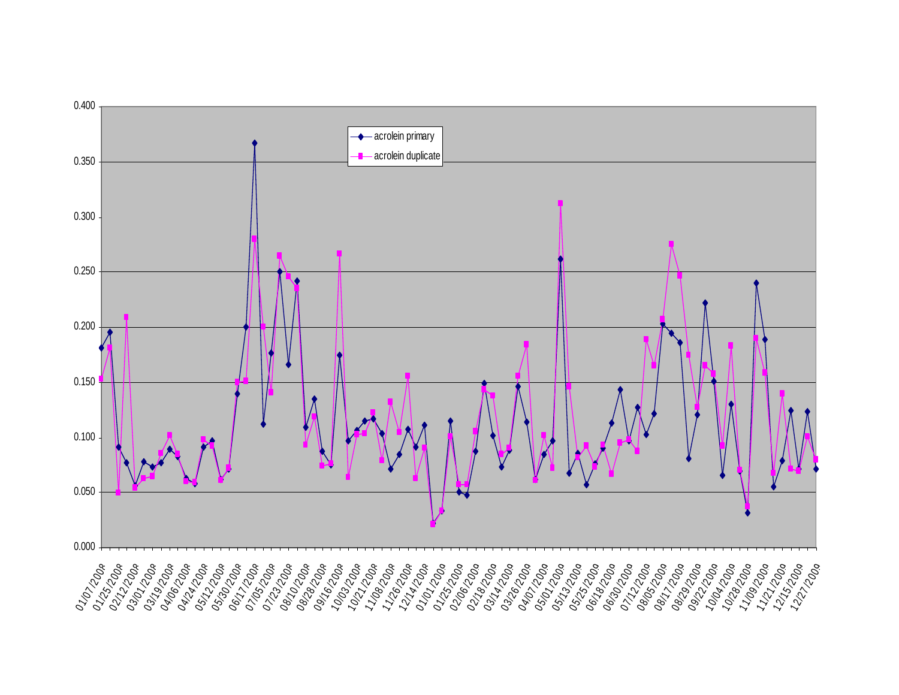acrolein primary

acrolein duplicate

0.400
0.350
0.300
0.250
0.200
0.150
0.100
0.050
0.000

01/07/2008 01/25/2008 02/12/2008 03/01/2008 03/19/2008 04/06/2008 04/24/2008 05/12/2008 05/30/2008 06/17/2008 07/05/2008 07/23/2008 08/10/2008 08/28/2008 09/16/2008 10/03/2008 10/21/2008 11/08/2008 11/26/2008 12/14/2008 01/01/2009 01/25/2009 02/06/2009 02/18/2009 03/14/2009 03/26/2009 04/07/2009 05/01/2009 05/13/2009 05/25/2009 06/18/2009 06/30/2009 07/12/2009 08/05/2009 08/17/2009 08/29/2009 09/22/2009 10/04/2009 10/28/2009 11/09/2009 11/21/2009 12/15/2009 12/27/2009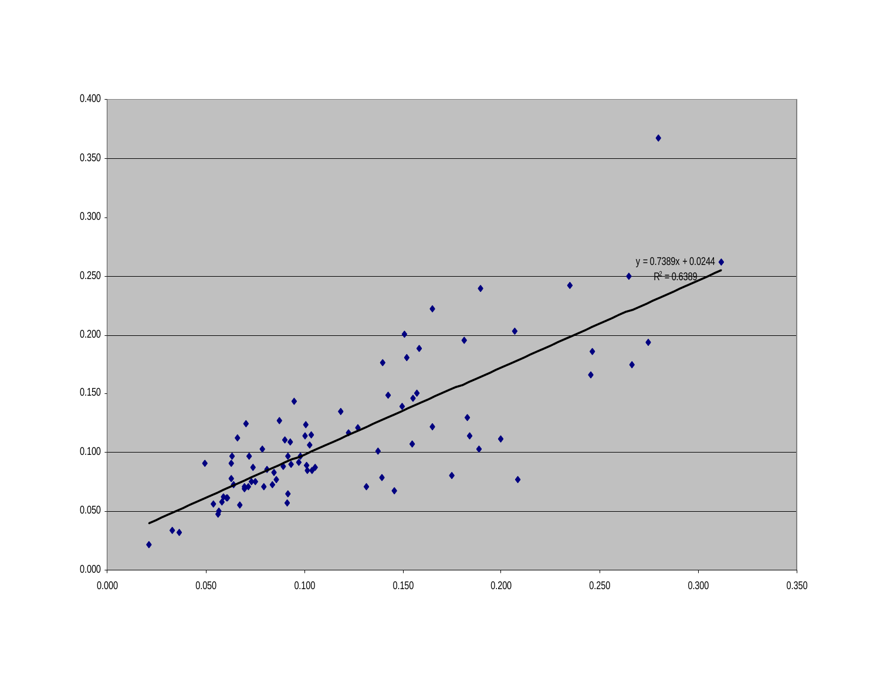$y = 0.7389x + 0.0244$

$R^2 = 0.6389$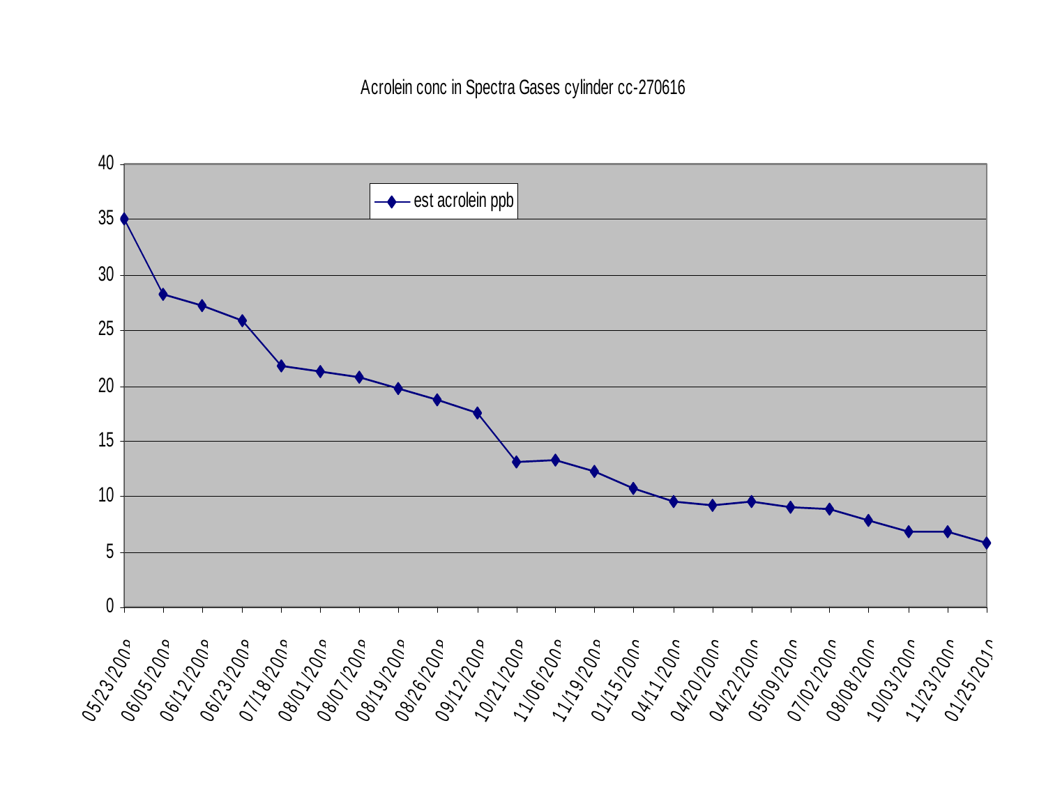Acrolein conc in Spectra Gases cylinder cc-270616

est acrolein ppb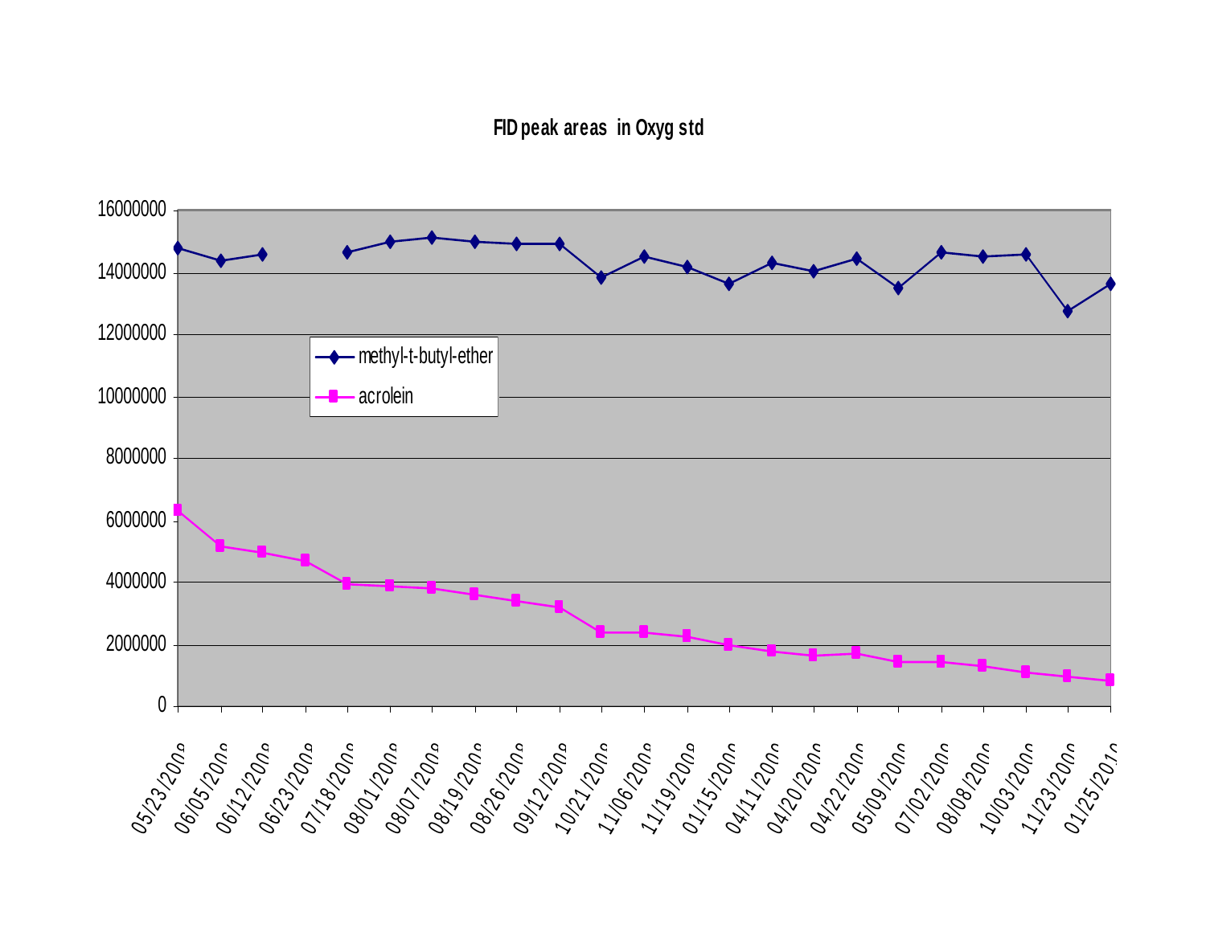**FID peak areas in Oxyg std**

| Date | methyl-t-butyl-ether | acrolein |
|---|---|---|
| 05/23/2008 | ~14800000 | ~6350000 |
| 06/05/2008 | ~14400000 | ~5200000 |
| 06/12/2008 | ~14600000 | ~5000000 |
| 06/23/2008 | | ~4700000 |
| 07/18/2008 | ~14650000 | ~3950000 |
| 08/01/2008 | ~15000000 | ~3900000 |
| 08/07/2008 | ~15100000 | ~3800000 |
| 08/19/2008 | ~15000000 | ~3600000 |
| 08/26/2008 | ~14950000 | ~3400000 |
| 09/12/2008 | ~14950000 | ~3200000 |
| 10/21/2008 | ~13850000 | ~2400000 |
| 11/06/2008 | ~14500000 | ~2400000 |
| 11/19/2008 | ~14200000 | ~2250000 |
| 01/15/2009 | ~13650000 | ~2000000 |
| 04/11/2009 | ~14300000 | ~1800000 |
| 04/20/2009 | ~14050000 | ~1650000 |
| 04/22/2009 | ~14450000 | ~1700000 |
| 05/09/2009 | ~13500000 | ~1450000 |
| 07/02/2009 | ~14650000 | ~1450000 |
| 08/08/2009 | ~14500000 | ~1300000 |
| 10/03/2009 | ~14600000 | ~1100000 |
| 11/23/2009 | ~12750000 | ~950000 |
| 01/25/2010 | ~13650000 | ~850000 |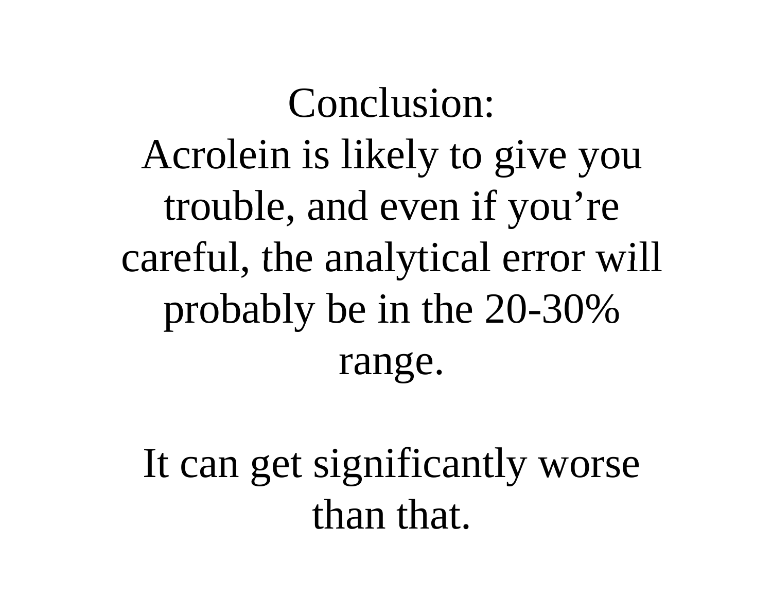# Conclusion:

Acrolein is likely to give you trouble, and even if you're careful, the analytical error will probably be in the 20-30% range.

It can get significantly worse than that.